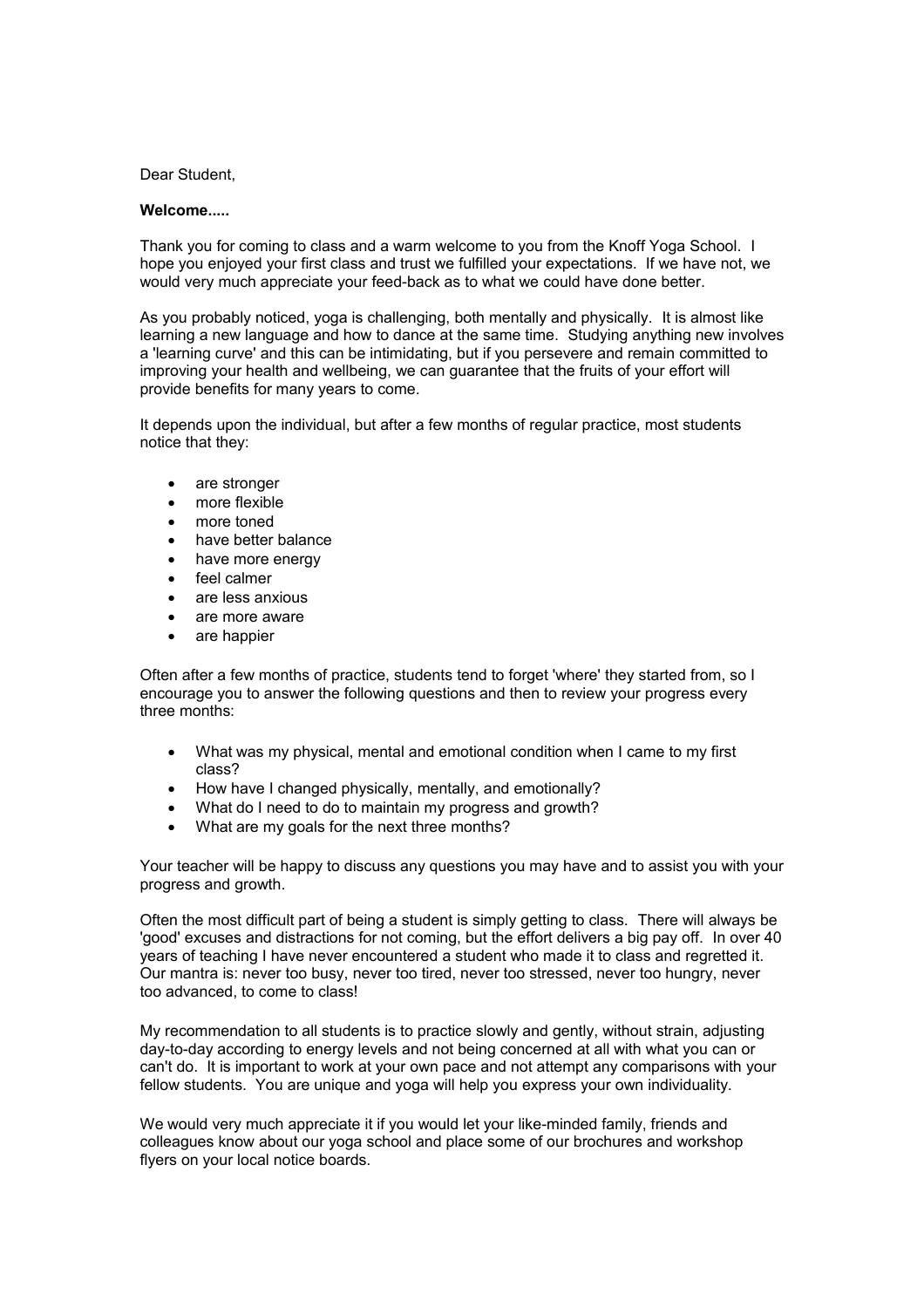Dear Student,

**Welcome.....**

Thank you for coming to class and a warm welcome to you from the Knoff Yoga School. I hope you enjoyed your first class and trust we fulfilled your expectations. If we have not, we would very much appreciate your feed-back as to what we could have done better.

As you probably noticed, yoga is challenging, both mentally and physically. It is almost like learning a new language and how to dance at the same time. Studying anything new involves a 'learning curve' and this can be intimidating, but if you persevere and remain committed to improving your health and wellbeing, we can guarantee that the fruits of your effort will provide benefits for many years to come.

It depends upon the individual, but after a few months of regular practice, most students notice that they:

- are stronger
- more flexible
- more toned
- have better balance
- have more energy
- feel calmer
- are less anxious
- are more aware
- are happier

Often after a few months of practice, students tend to forget 'where' they started from, so I encourage you to answer the following questions and then to review your progress every three months:

- What was my physical, mental and emotional condition when I came to my first class?
- How have I changed physically, mentally, and emotionally?
- What do I need to do to maintain my progress and growth?
- What are my goals for the next three months?

Your teacher will be happy to discuss any questions you may have and to assist you with your progress and growth.

Often the most difficult part of being a student is simply getting to class. There will always be 'good' excuses and distractions for not coming, but the effort delivers a big pay off. In over 40 years of teaching I have never encountered a student who made it to class and regretted it. Our mantra is: never too busy, never too tired, never too stressed, never too hungry, never too advanced, to come to class!

My recommendation to all students is to practice slowly and gently, without strain, adjusting day-to-day according to energy levels and not being concerned at all with what you can or can't do. It is important to work at your own pace and not attempt any comparisons with your fellow students. You are unique and yoga will help you express your own individuality.

We would very much appreciate it if you would let your like-minded family, friends and colleagues know about our yoga school and place some of our brochures and workshop flyers on your local notice boards.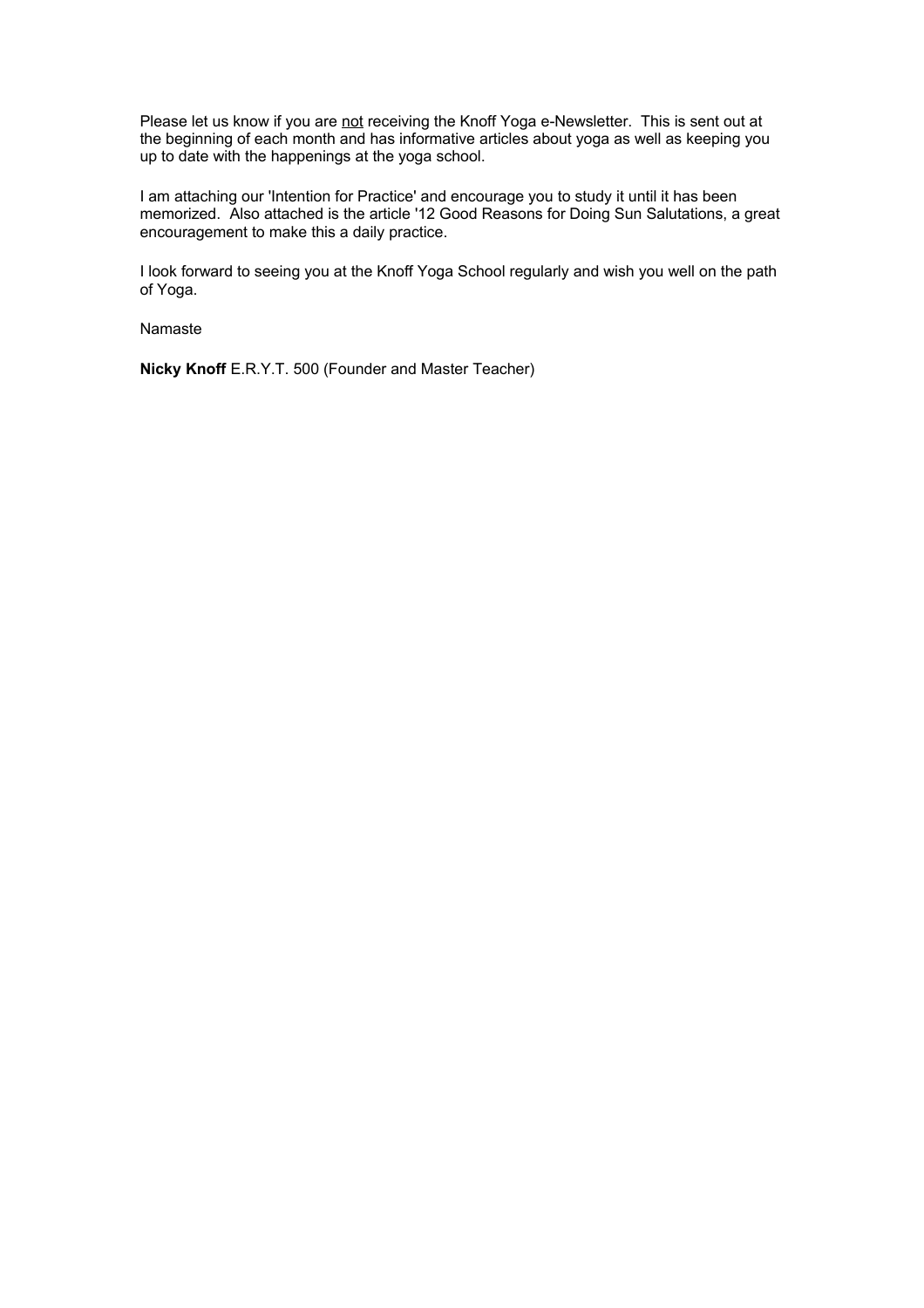Please let us know if you are <u>not</u> receiving the Knoff Yoga e-Newsletter. This is sent out at the beginning of each month and has informative articles about yoga as well as keeping you up to date with the happenings at the yoga school.

I am attaching our 'Intention for Practice' and encourage you to study it until it has been memorized. Also attached is the article '12 Good Reasons for Doing Sun Salutations, a great encouragement to make this a daily practice.

I look forward to seeing you at the Knoff Yoga School regularly and wish you well on the path of Yoga.

Namaste

**Nicky Knoff** E.R.Y.T. 500 (Founder and Master Teacher)